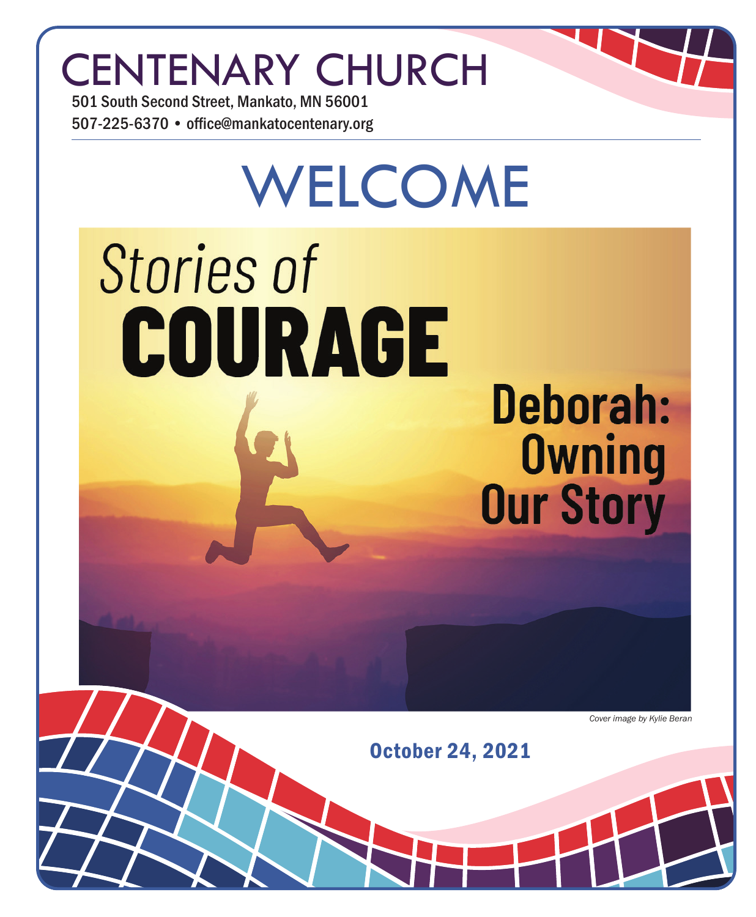# CENTENARY CHURCH

501 South Second Street, Mankato, MN 56001

507-225-6370 • office@mankatocentenary.org

# WELCOME

## Stories of COURAGE

### Deborah: Owning Our Story

*Cover image by Kylie Beran*

**October 24, 2021**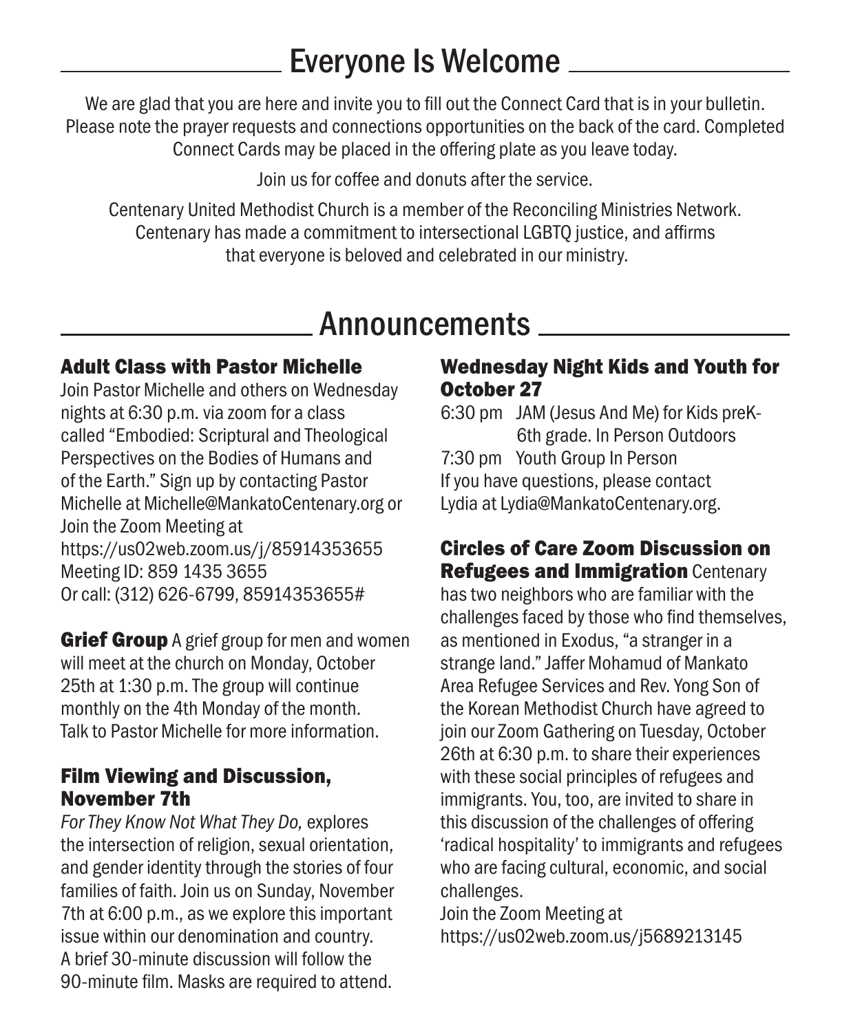## Everyone Is Welcome

We are glad that you are here and invite you to fill out the Connect Card that is in your bulletin. Please note the prayer requests and connections opportunities on the back of the card. Completed Connect Cards may be placed in the offering plate as you leave today.

Join us for coffee and donuts after the service.

Centenary United Methodist Church is a member of the Reconciling Ministries Network. Centenary has made a commitment to intersectional LGBTQ justice, and affirms that everyone is beloved and celebrated in our ministry.

## Announcements

### Adult Class with Pastor Michelle

Join Pastor Michelle and others on Wednesday nights at 6:30 p.m. via zoom for a class called "Embodied: Scriptural and Theological Perspectives on the Bodies of Humans and of the Earth." Sign up by contacting Pastor Michelle at Michelle@MankatoCentenary.org or Join the Zoom Meeting at
https://us02web.zoom.us/j/85914353655
Meeting ID: 859 1435 3655
Or call: (312) 626-6799, 85914353655#

**Grief Group** A grief group for men and women will meet at the church on Monday, October 25th at 1:30 p.m. The group will continue monthly on the 4th Monday of the month. Talk to Pastor Michelle for more information.

### Film Viewing and Discussion, November 7th

*For They Know Not What They Do,* explores the intersection of religion, sexual orientation, and gender identity through the stories of four families of faith. Join us on Sunday, November 7th at 6:00 p.m., as we explore this important issue within our denomination and country. A brief 30-minute discussion will follow the 90-minute film. Masks are required to attend.

### Wednesday Night Kids and Youth for October 27

6:30 pm JAM (Jesus And Me) for Kids preK-6th grade. In Person Outdoors
7:30 pm Youth Group In Person
If you have questions, please contact Lydia at Lydia@MankatoCentenary.org.

**Circles of Care Zoom Discussion on Refugees and Immigration** Centenary has two neighbors who are familiar with the challenges faced by those who find themselves, as mentioned in Exodus, "a stranger in a strange land." Jaffer Mohamud of Mankato Area Refugee Services and Rev. Yong Son of the Korean Methodist Church have agreed to join our Zoom Gathering on Tuesday, October 26th at 6:30 p.m. to share their experiences with these social principles of refugees and immigrants. You, too, are invited to share in this discussion of the challenges of offering 'radical hospitality' to immigrants and refugees who are facing cultural, economic, and social challenges.
Join the Zoom Meeting at
https://us02web.zoom.us/j5689213145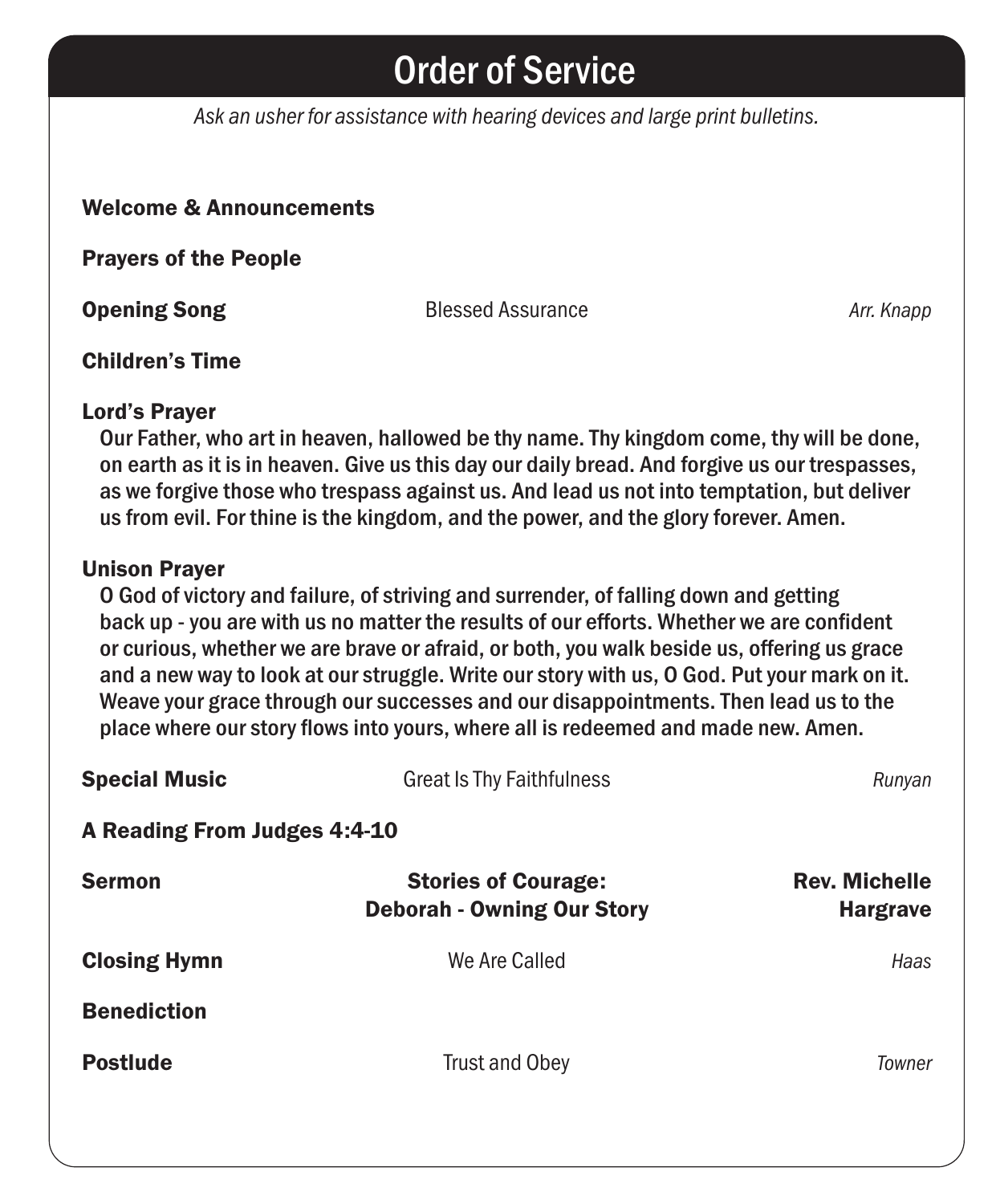# Order of Service

*Ask an usher for assistance with hearing devices and large print bulletins.*

**Welcome & Announcements**

**Prayers of the People**

**Opening Song** — Blessed Assurance — *Arr. Knapp*

**Children's Time**

**Lord's Prayer**

Our Father, who art in heaven, hallowed be thy name. Thy kingdom come, thy will be done, on earth as it is in heaven. Give us this day our daily bread. And forgive us our trespasses, as we forgive those who trespass against us. And lead us not into temptation, but deliver us from evil. For thine is the kingdom, and the power, and the glory forever. Amen.

**Unison Prayer**

O God of victory and failure, of striving and surrender, of falling down and getting back up - you are with us no matter the results of our efforts. Whether we are confident or curious, whether we are brave or afraid, or both, you walk beside us, offering us grace and a new way to look at our struggle. Write our story with us, O God. Put your mark on it. Weave your grace through our successes and our disappointments. Then lead us to the place where our story flows into yours, where all is redeemed and made new. Amen.

**Special Music** — Great Is Thy Faithfulness — *Runyan*

**A Reading From Judges 4:4-10**

**Sermon** — **Stories of Courage: Deborah - Owning Our Story** — **Rev. Michelle Hargrave**

**Closing Hymn** — We Are Called — *Haas*

**Benediction**

**Postlude** — Trust and Obey — *Towner*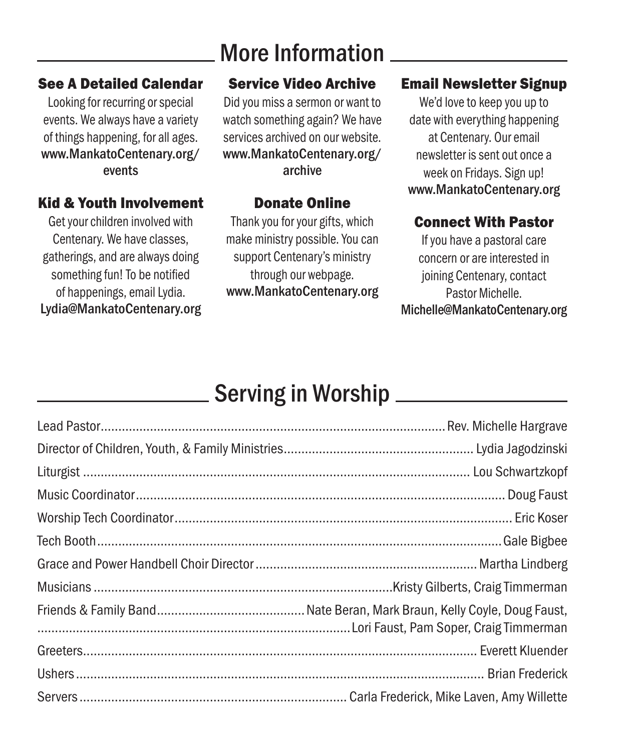## More Information

### See A Detailed Calendar

Looking for recurring or special events. We always have a variety of things happening, for all ages.
**www.MankatoCentenary.org/events**

### Kid & Youth Involvement

Get your children involved with Centenary. We have classes, gatherings, and are always doing something fun! To be notified of happenings, email Lydia.
**Lydia@MankatoCentenary.org**

### Service Video Archive

Did you miss a sermon or want to watch something again? We have services archived on our website.
**www.MankatoCentenary.org/archive**

### Donate Online

Thank you for your gifts, which make ministry possible. You can support Centenary's ministry through our webpage.
**www.MankatoCentenary.org**

### Email Newsletter Signup

We'd love to keep you up to date with everything happening at Centenary. Our email newsletter is sent out once a week on Fridays. Sign up!
**www.MankatoCentenary.org**

### Connect With Pastor

If you have a pastoral care concern or are interested in joining Centenary, contact Pastor Michelle.
**Michelle@MankatoCentenary.org**

## Serving in Worship

| | |
|---|---|
| Lead Pastor | Rev. Michelle Hargrave |
| Director of Children, Youth, & Family Ministries | Lydia Jagodzinski |
| Liturgist | Lou Schwartzkopf |
| Music Coordinator | Doug Faust |
| Worship Tech Coordinator | Eric Koser |
| Tech Booth | Gale Bigbee |
| Grace and Power Handbell Choir Director | Martha Lindberg |
| Musicians | Kristy Gilberts, Craig Timmerman |
| Friends & Family Band | Nate Beran, Mark Braun, Kelly Coyle, Doug Faust, Lori Faust, Pam Soper, Craig Timmerman |
| Greeters | Everett Kluender |
| Ushers | Brian Frederick |
| Servers | Carla Frederick, Mike Laven, Amy Willette |